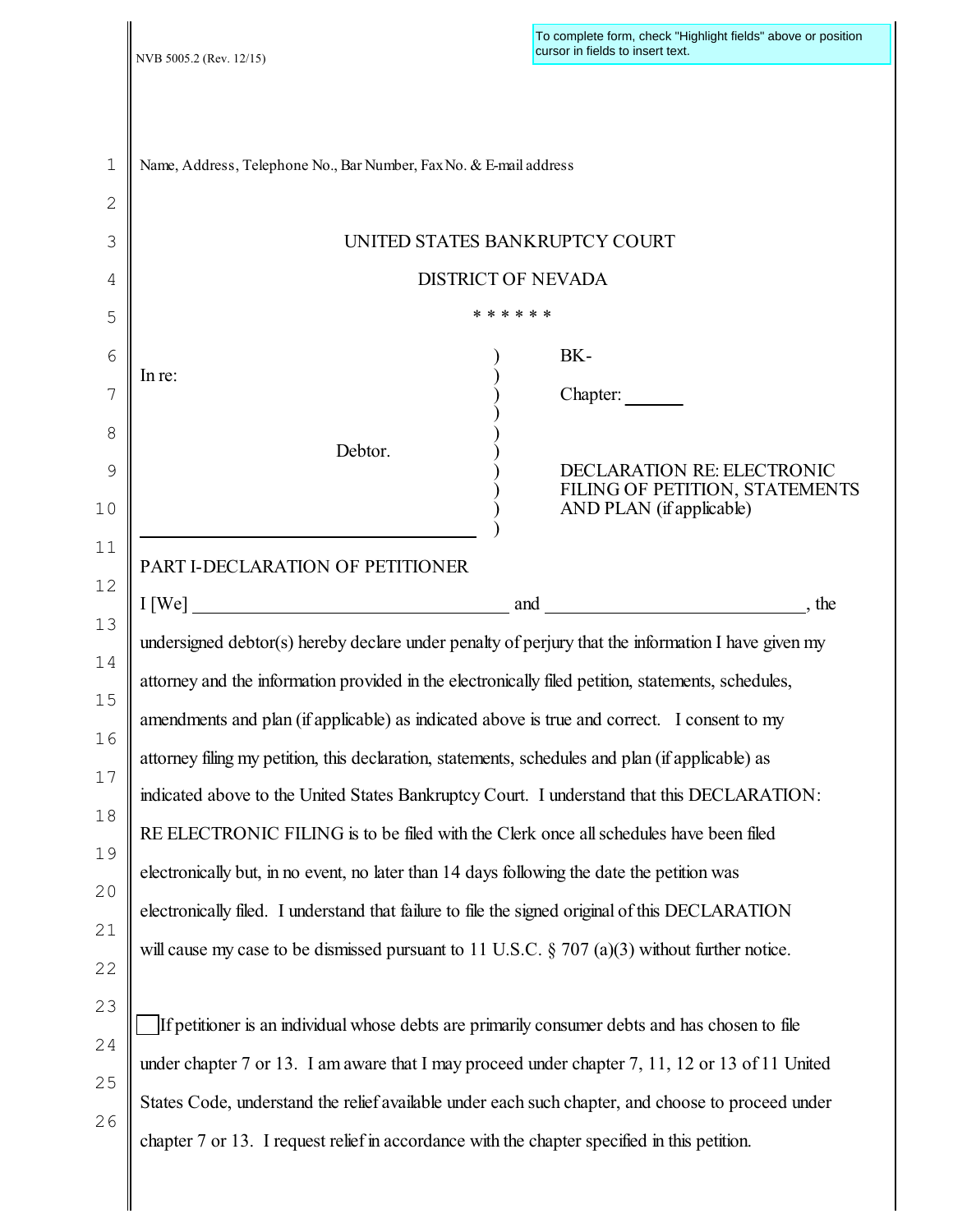NVB 5005.2 (Rev. 12/15)

To complete form, check "Highlight fields" above or position cursor in fields to insert text.

Name, Address, Telephone No., Bar Number, Fax No. & E-mail address

UNITED STATES BANKRUPTCY COURT

DISTRICT OF NEVADA

\* \* \* \* \* \*

In re:

Debtor.

BK-

Chapter: ______

DECLARATION RE: ELECTRONIC FILING OF PETITION, STATEMENTS AND PLAN (if applicable)

PART I-DECLARATION OF PETITIONER

I [We] ________________________ and ________________________, the undersigned debtor(s) hereby declare under penalty of perjury that the information I have given my attorney and the information provided in the electronically filed petition, statements, schedules, amendments and plan (if applicable) as indicated above is true and correct. I consent to my attorney filing my petition, this declaration, statements, schedules and plan (if applicable) as indicated above to the United States Bankruptcy Court. I understand that this DECLARATION: RE ELECTRONIC FILING is to be filed with the Clerk once all schedules have been filed electronically but, in no event, no later than 14 days following the date the petition was electronically filed. I understand that failure to file the signed original of this DECLARATION will cause my case to be dismissed pursuant to 11 U.S.C. § 707 (a)(3) without further notice.

☐ If petitioner is an individual whose debts are primarily consumer debts and has chosen to file under chapter 7 or 13. I am aware that I may proceed under chapter 7, 11, 12 or 13 of 11 United States Code, understand the relief available under each such chapter, and choose to proceed under chapter 7 or 13. I request relief in accordance with the chapter specified in this petition.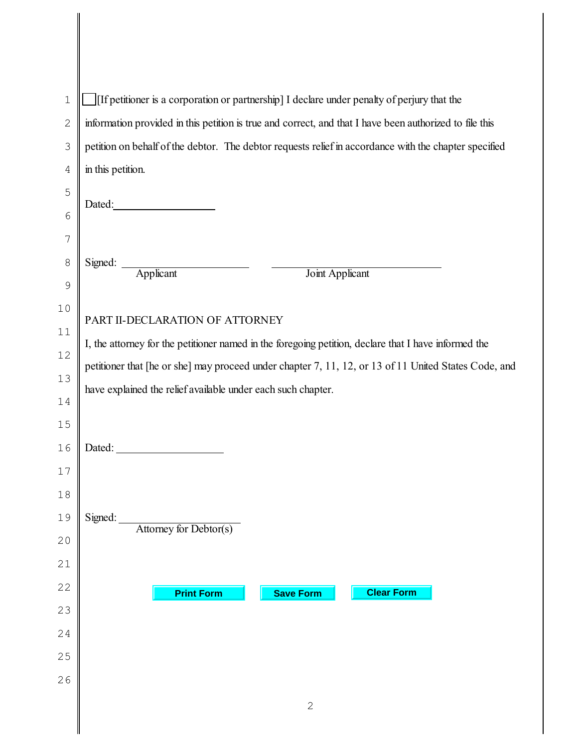☐ [If petitioner is a corporation or partnership] I declare under penalty of perjury that the information provided in this petition is true and correct, and that I have been authorized to file this petition on behalf of the debtor. The debtor requests relief in accordance with the chapter specified in this petition.

Dated: ____________________

Signed: ______________________ ______________________________
Applicant Joint Applicant

PART II-DECLARATION OF ATTORNEY

I, the attorney for the petitioner named in the foregoing petition, declare that I have informed the petitioner that [he or she] may proceed under chapter 7, 11, 12, or 13 of 11 United States Code, and have explained the relief available under each such chapter.

Dated: ____________________

Signed: ______________________
Attorney for Debtor(s)

Print Form Save Form Clear Form